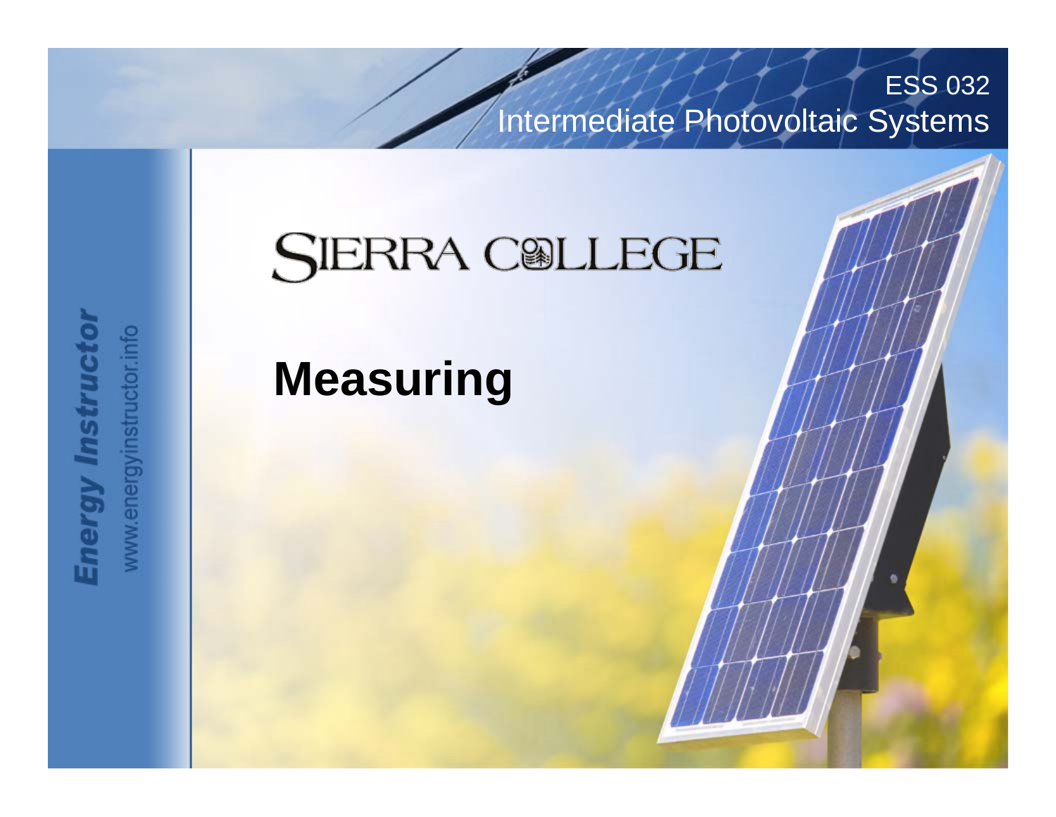ESS 032

Intermediate Photovoltaic Systems

Energy Instructor

www.energyinstructor.info

SIERRA COLLEGE

# Measuring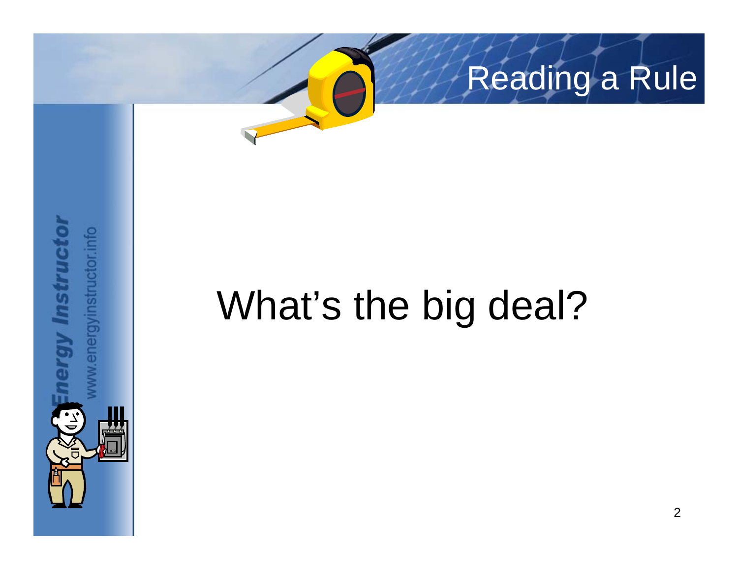# Reading a Rule

What's the big deal?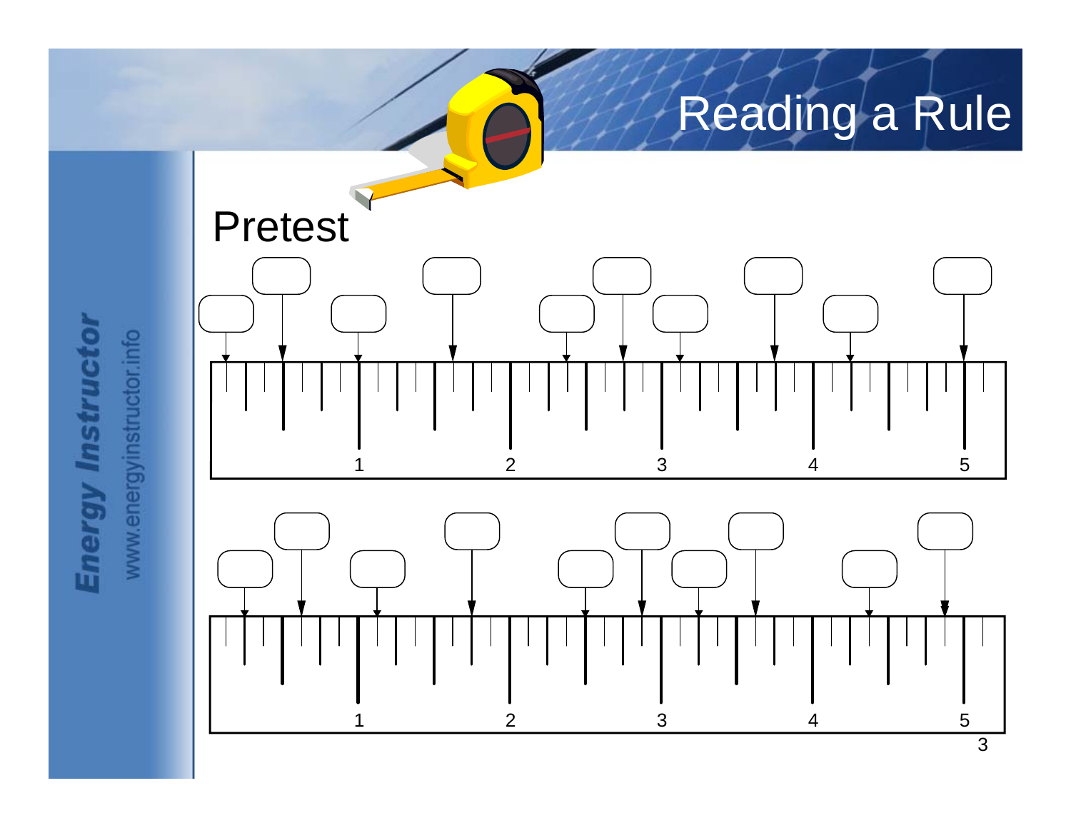# Reading a Rule

## Pretest

1 2 3 4 5

1 2 3 4 5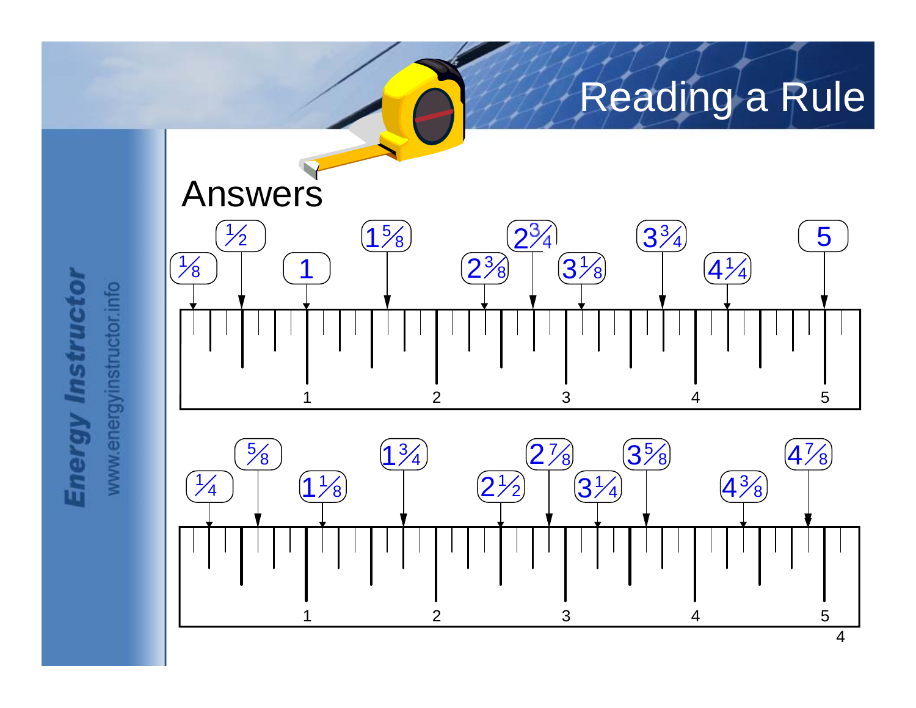# Reading a Rule

## Answers

Ruler 1: 1⁄8, 1⁄2, 1, 1 5⁄8, 2 3⁄8, 2 3⁄4, 3 1⁄8, 3 3⁄4, 4 1⁄4, 5

Ruler 2: 1⁄4, 5⁄8, 1 1⁄8, 1 3⁄4, 2 1⁄2, 2 7⁄8, 3 1⁄4, 3 5⁄8, 4 3⁄8, 4 7⁄8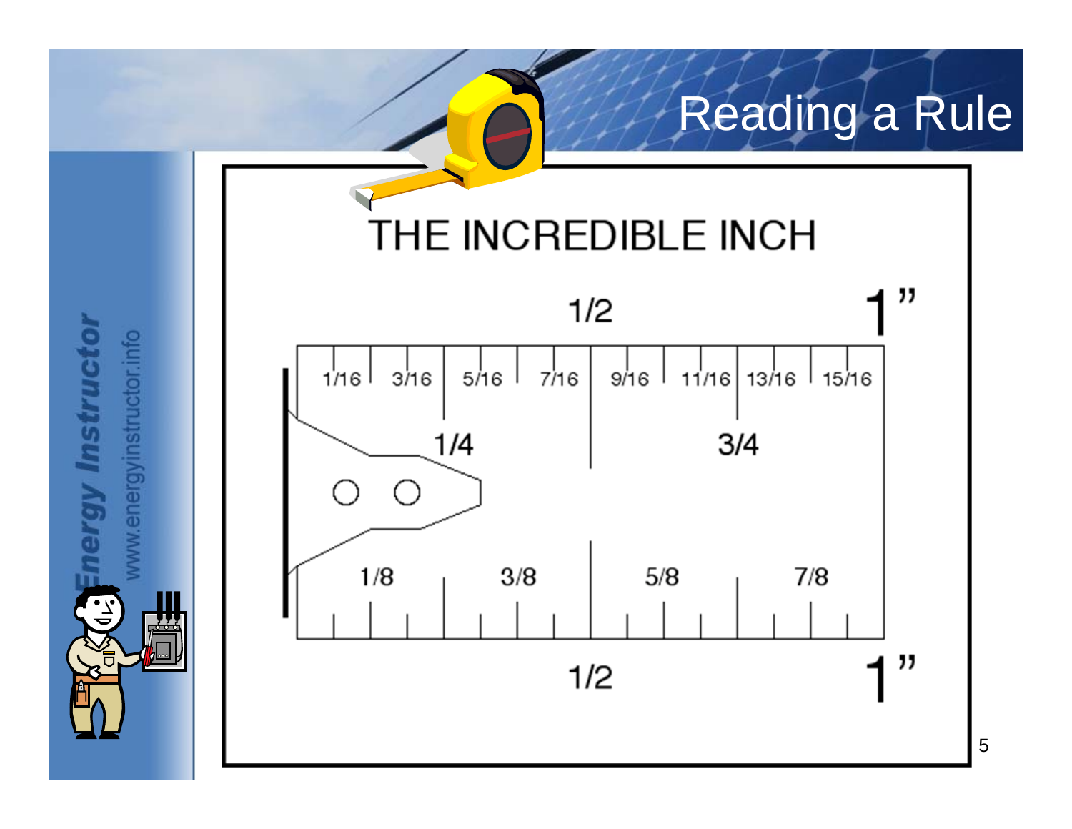# Reading a Rule

## THE INCREDIBLE INCH

1/2 — 1"

1/16, 3/16, 5/16, 7/16, 9/16, 11/16, 13/16, 15/16

1/4, 3/4

1/8, 3/8, 5/8, 7/8

1/2 — 1"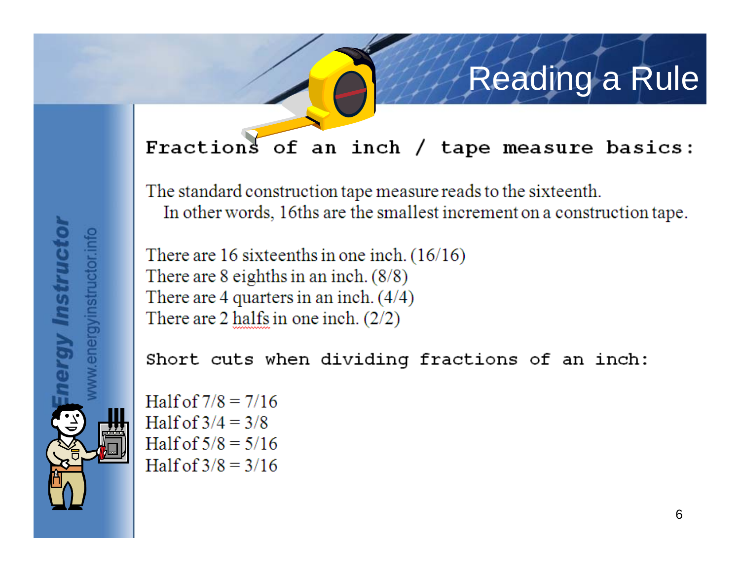# Reading a Rule

**Fractions of an inch / tape measure basics:**

The standard construction tape measure reads to the sixteenth.
In other words, 16ths are the smallest increment on a construction tape.

There are 16 sixteenths in one inch. (16/16)
There are 8 eighths in an inch. (8/8)
There are 4 quarters in an inch. (4/4)
There are 2 halfs in one inch. (2/2)

**Short cuts when dividing fractions of an inch:**

Half of 7/8 = 7/16
Half of 3/4 = 3/8
Half of 5/8 = 5/16
Half of 3/8 = 3/16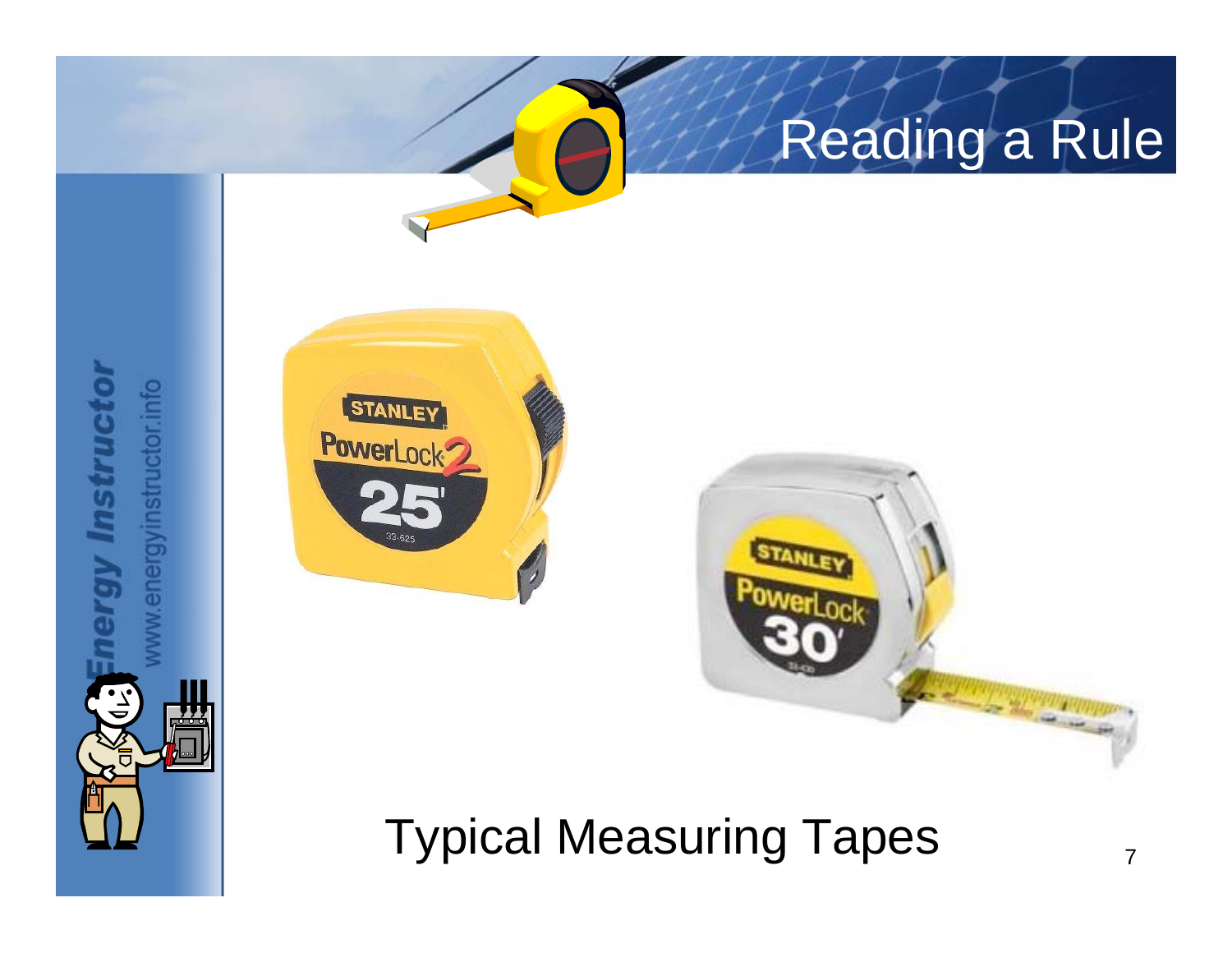# Reading a Rule

Typical Measuring Tapes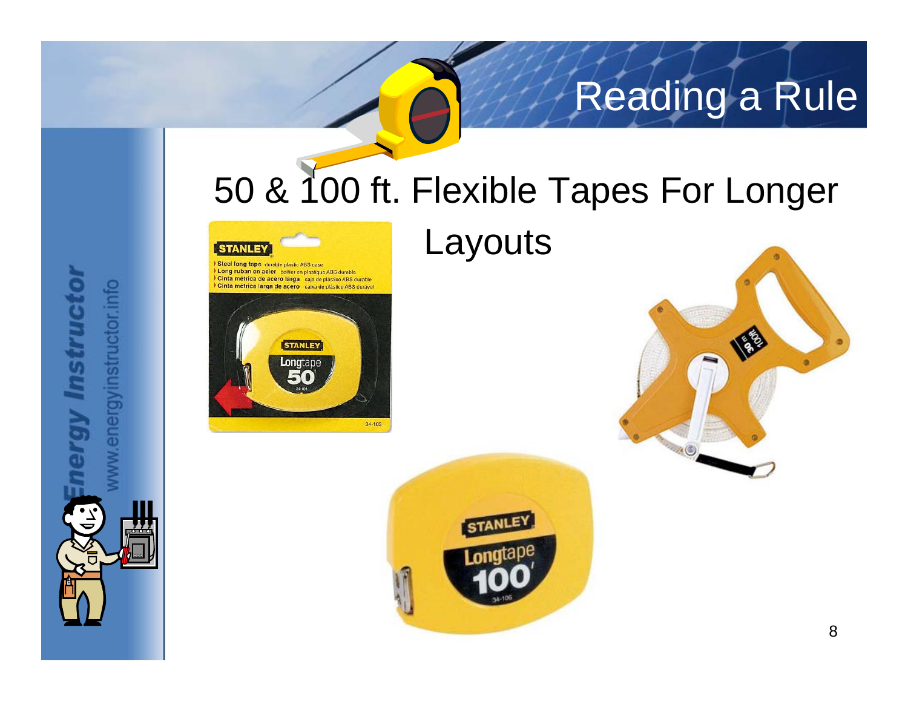# Reading a Rule

## 50 & 100 ft. Flexible Tapes For Longer Layouts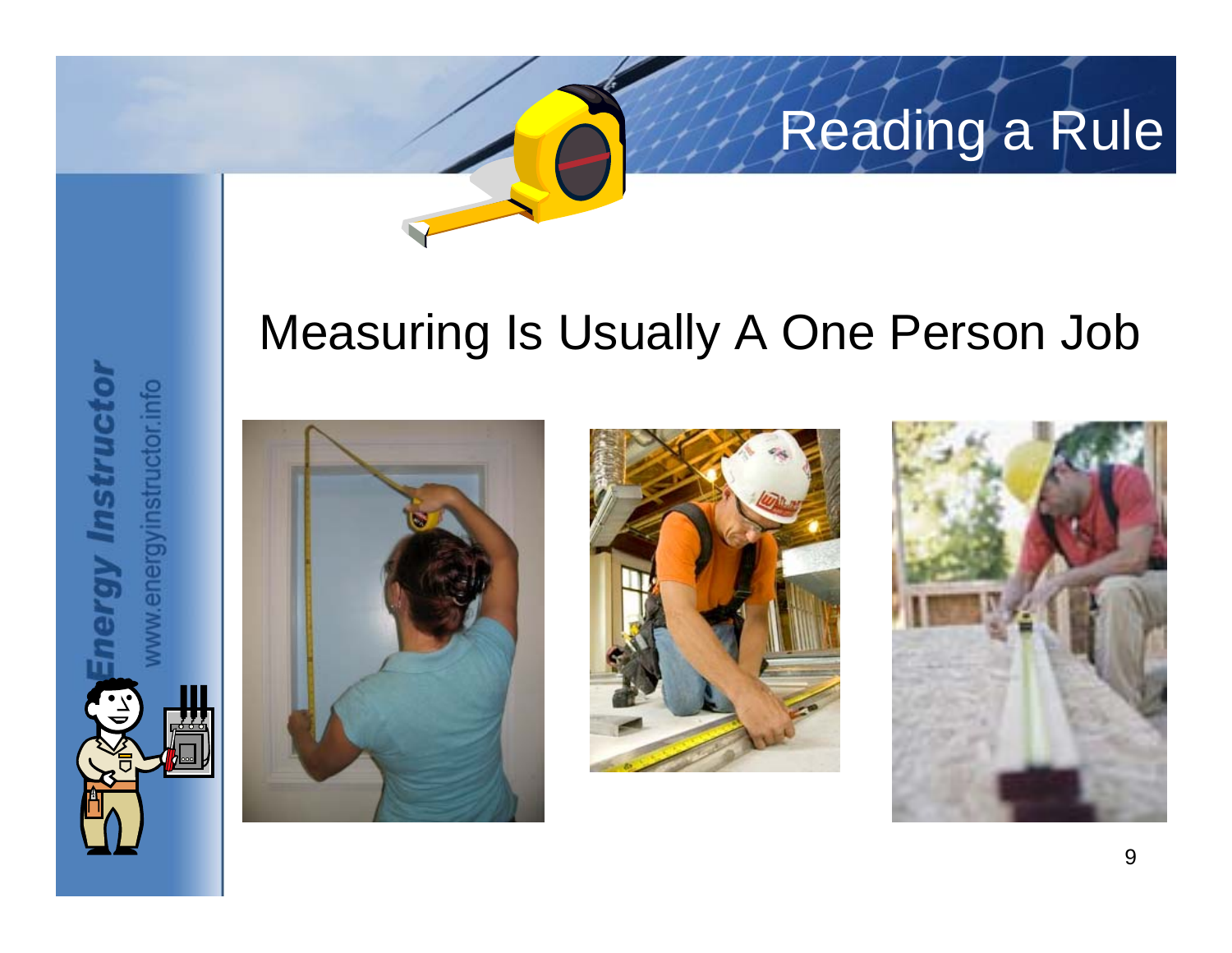# Reading a Rule

## Measuring Is Usually A One Person Job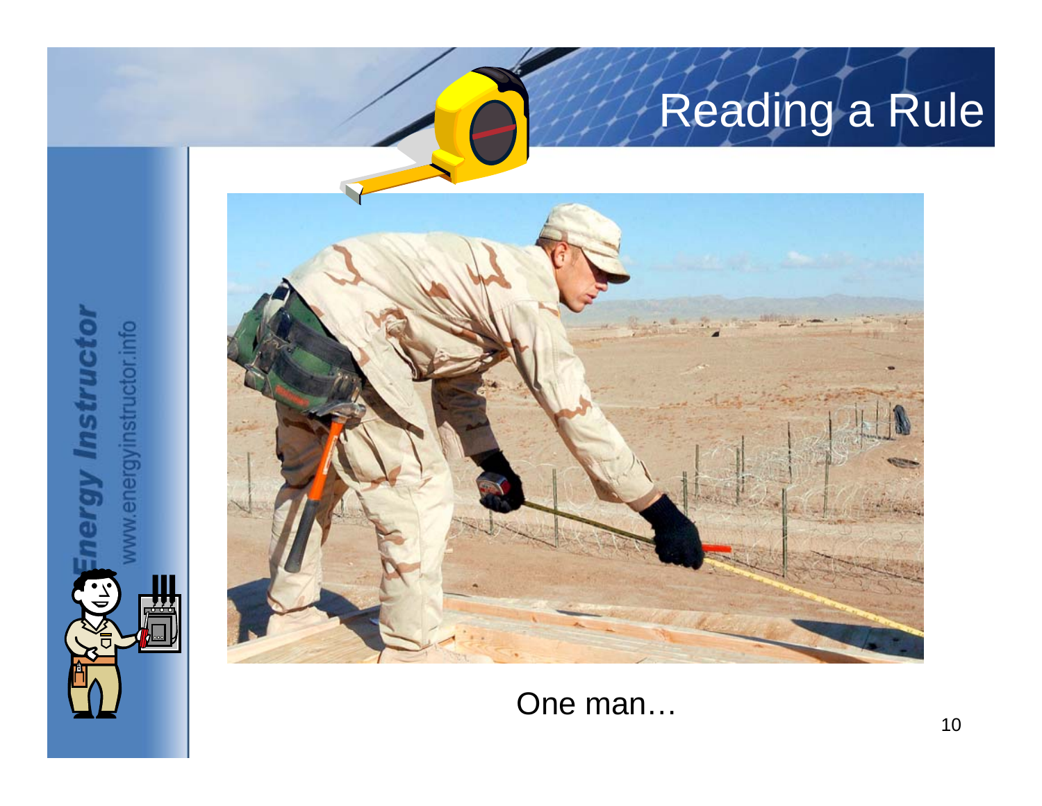# Reading a Rule

One man…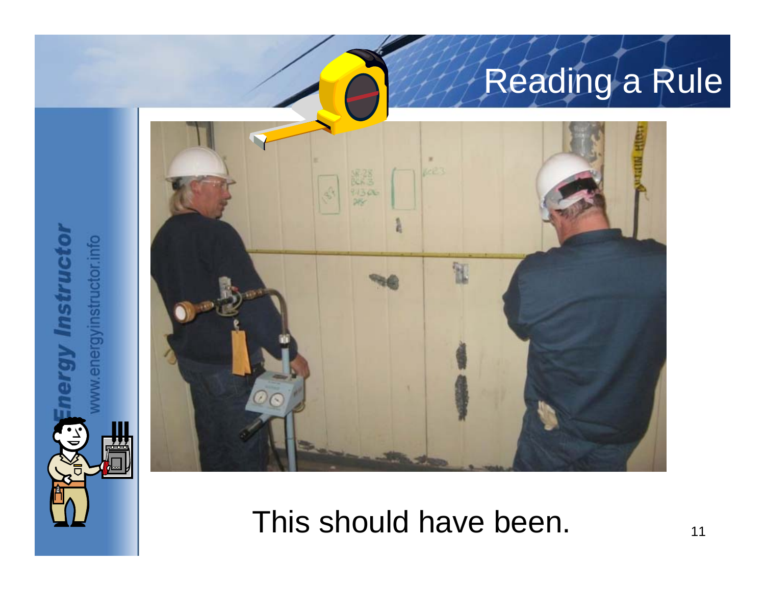# Reading a Rule

This should have been.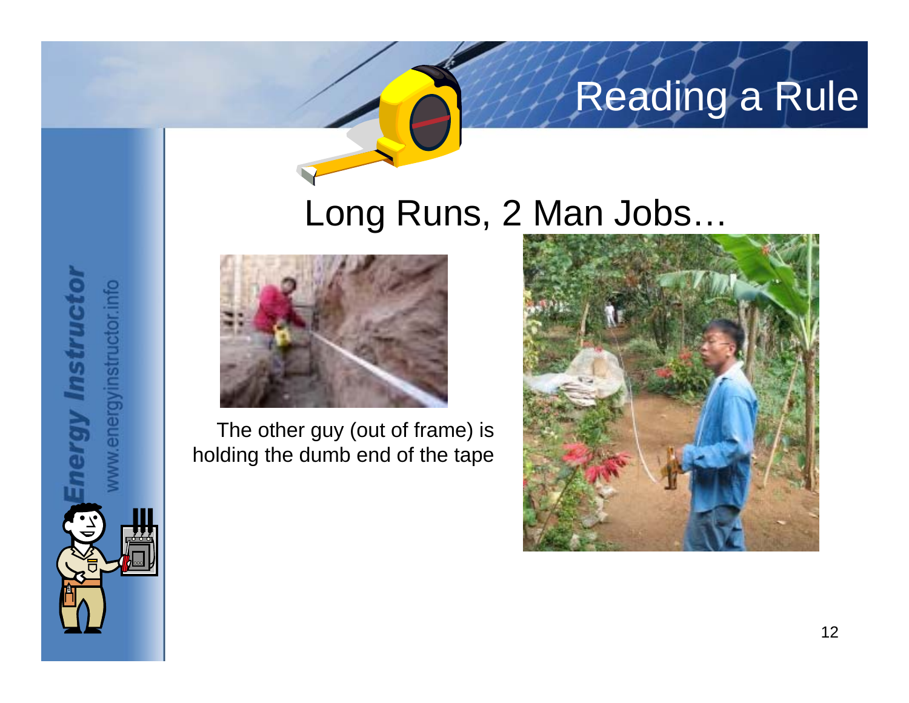# Reading a Rule

## Long Runs, 2 Man Jobs…

The other guy (out of frame) is holding the dumb end of the tape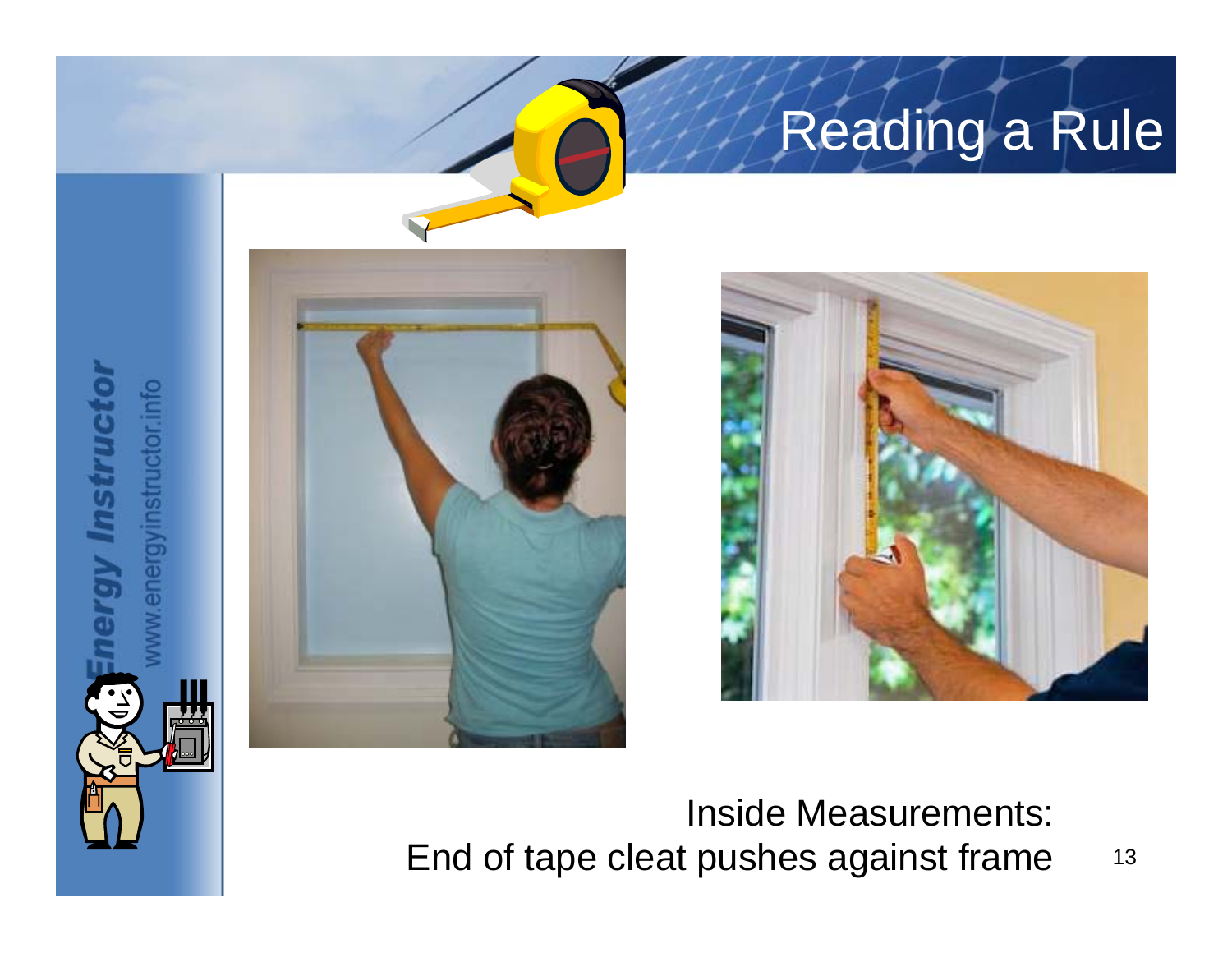# Reading a Rule

Inside Measurements:
End of tape cleat pushes against frame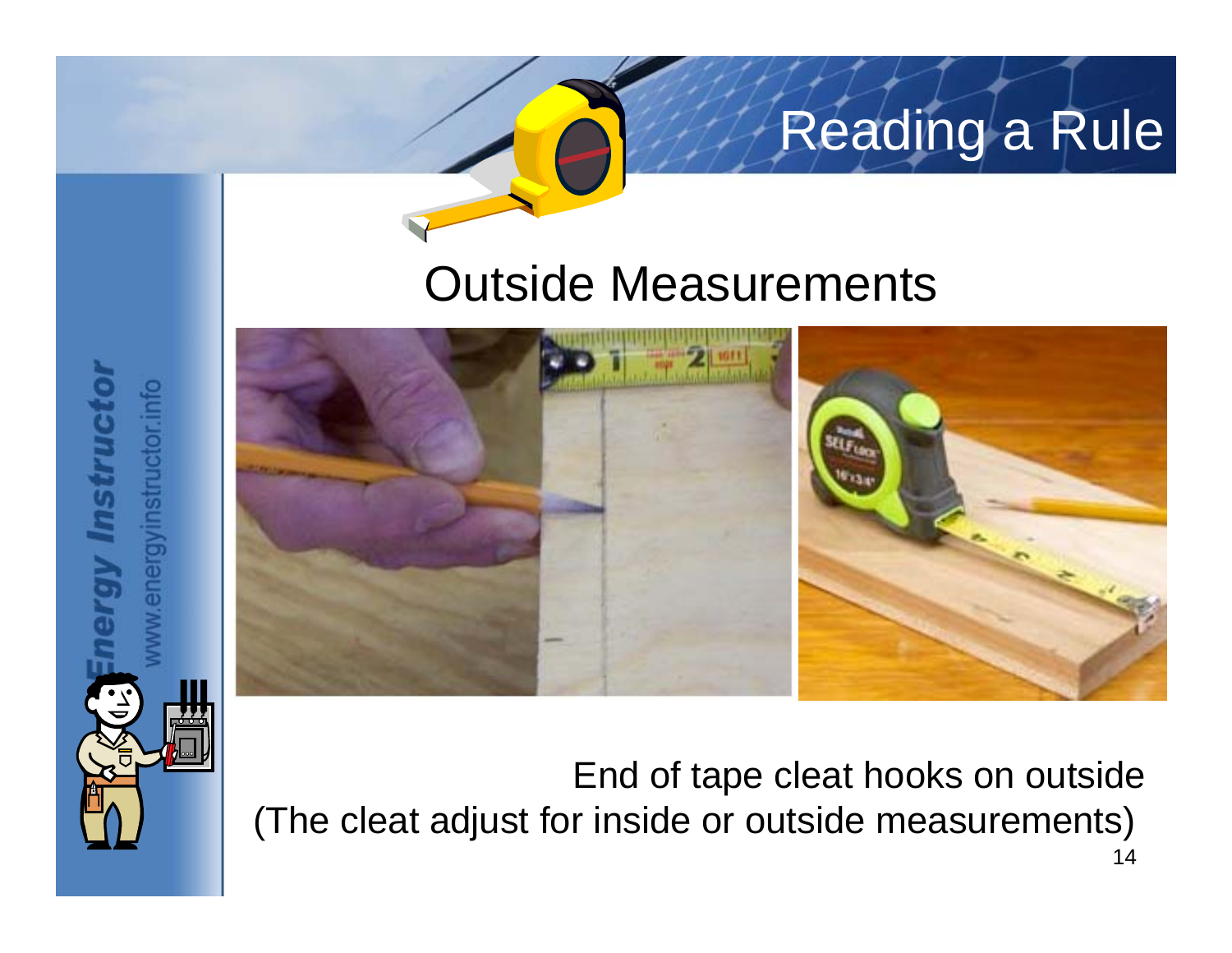# Reading a Rule

## Outside Measurements

End of tape cleat hooks on outside
(The cleat adjust for inside or outside measurements)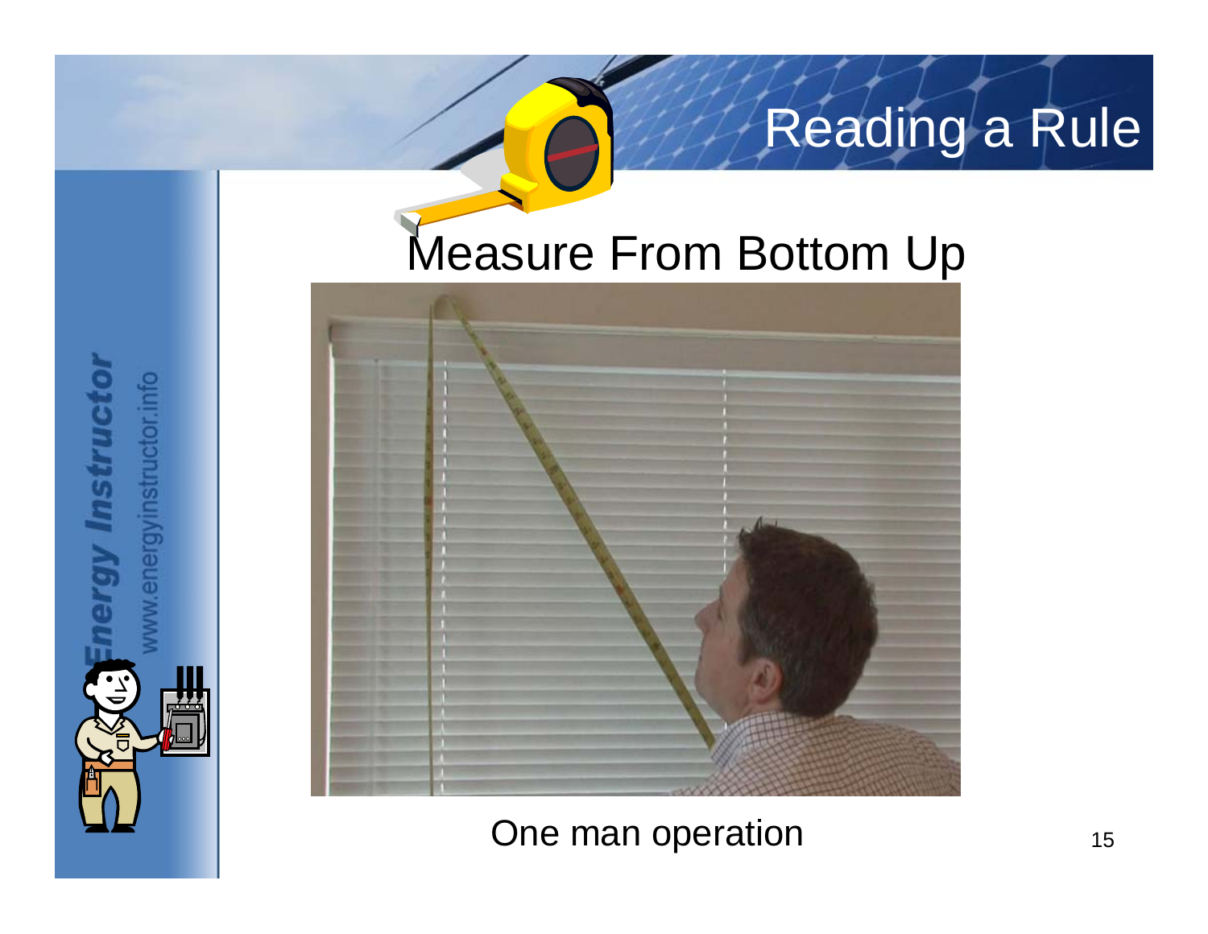# Reading a Rule

## Measure From Bottom Up

One man operation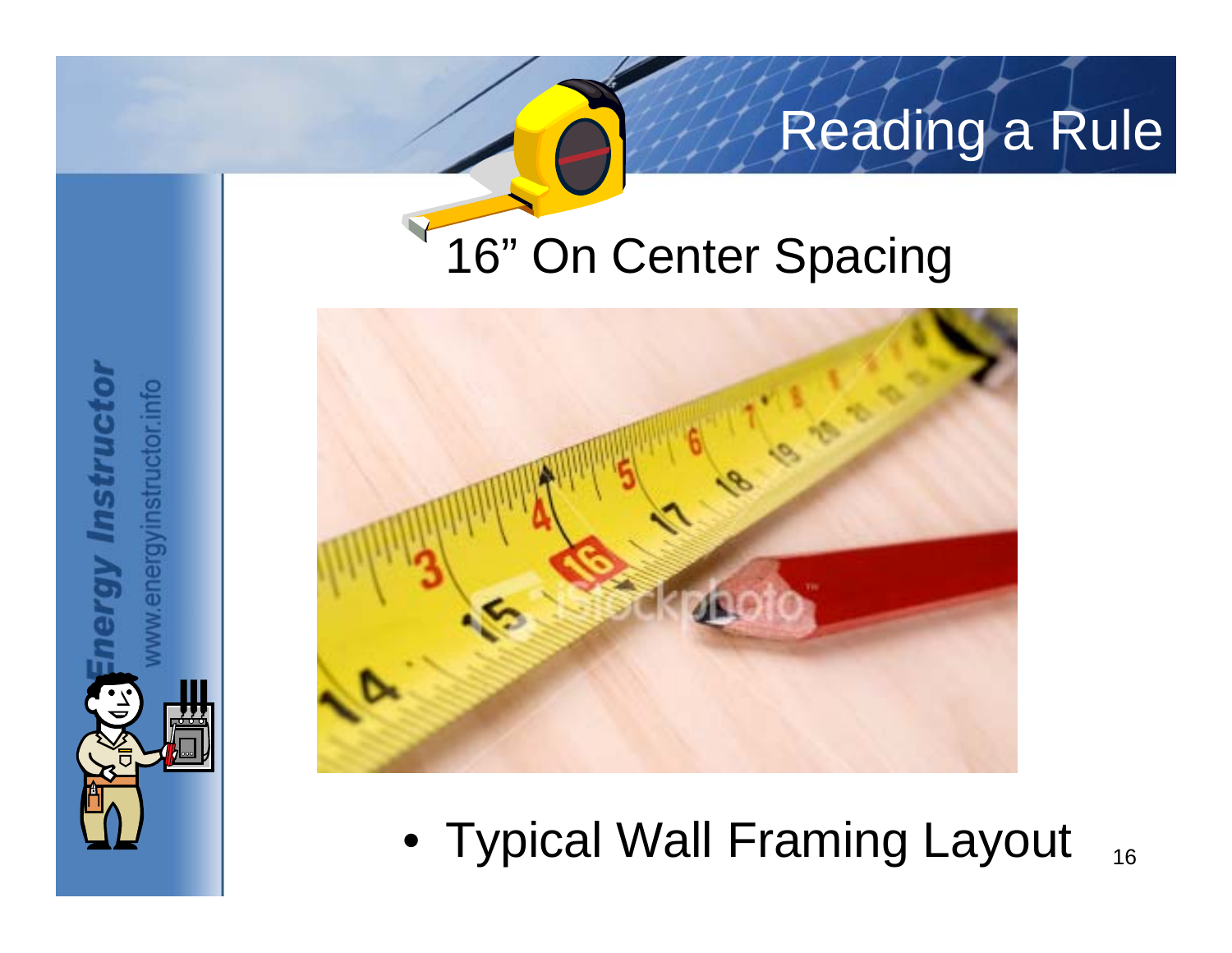# Reading a Rule

## 16" On Center Spacing

- Typical Wall Framing Layout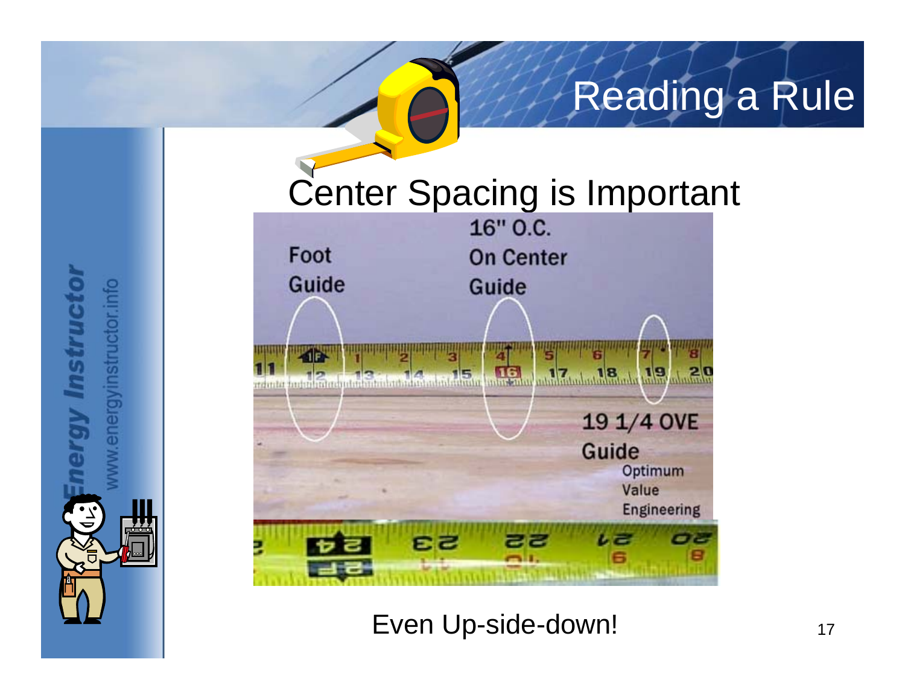# Reading a Rule

## Center Spacing is Important

Foot Guide

16" O.C. On Center Guide

19 1/4 OVE Guide
Optimum Value Engineering

Even Up-side-down!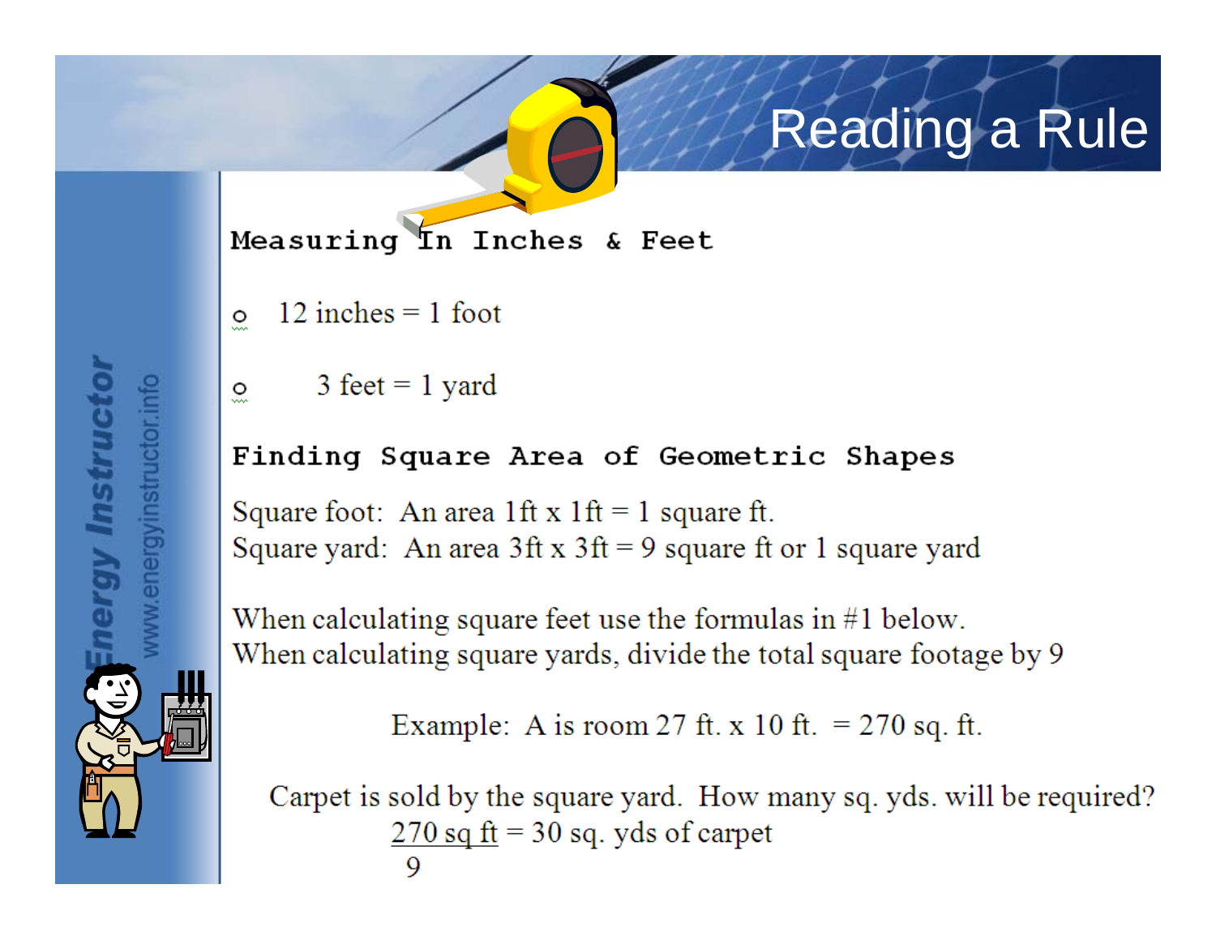# Reading a Rule

## Measuring In Inches & Feet

- 12 inches = 1 foot
- 3 feet = 1 yard

## Finding Square Area of Geometric Shapes

Square foot: An area 1ft x 1ft = 1 square ft.
Square yard: An area 3ft x 3ft = 9 square ft or 1 square yard

When calculating square feet use the formulas in #1 below.
When calculating square yards, divide the total square footage by 9

Example: A is room 27 ft. x 10 ft. = 270 sq. ft.

Carpet is sold by the square yard. How many sq. yds. will be required?

$$\frac{270 \text{ sq ft}}{9} = 30 \text{ sq. yds of carpet}$$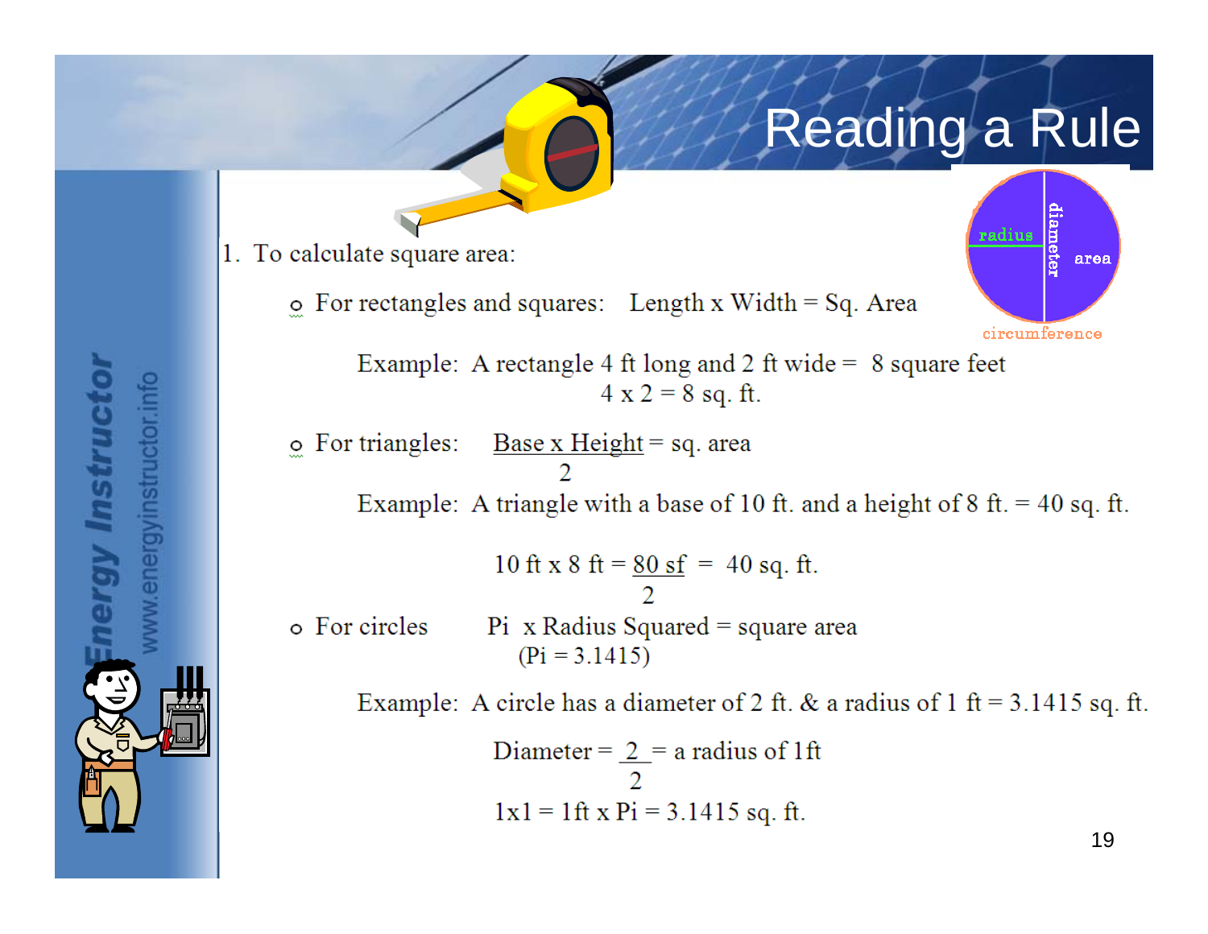# Reading a Rule

1. To calculate square area:

- For rectangles and squares: Length x Width = Sq. Area

  Example: A rectangle 4 ft long and 2 ft wide = 8 square feet

  4 x 2 = 8 sq. ft.

- For triangles: $\frac{\text{Base x Height}}{2}$ = sq. area

  Example: A triangle with a base of 10 ft. and a height of 8 ft. = 40 sq. ft.

  10 ft x 8 ft = $\frac{\text{80 sf}}{2}$ = 40 sq. ft.

- For circles Pi x Radius Squared = square area

  (Pi = 3.1415)

  Example: A circle has a diameter of 2 ft. & a radius of 1 ft = 3.1415 sq. ft.

  Diameter = $\frac{2}{2}$ = a radius of 1ft

  1x1 = 1ft x Pi = 3.1415 sq. ft.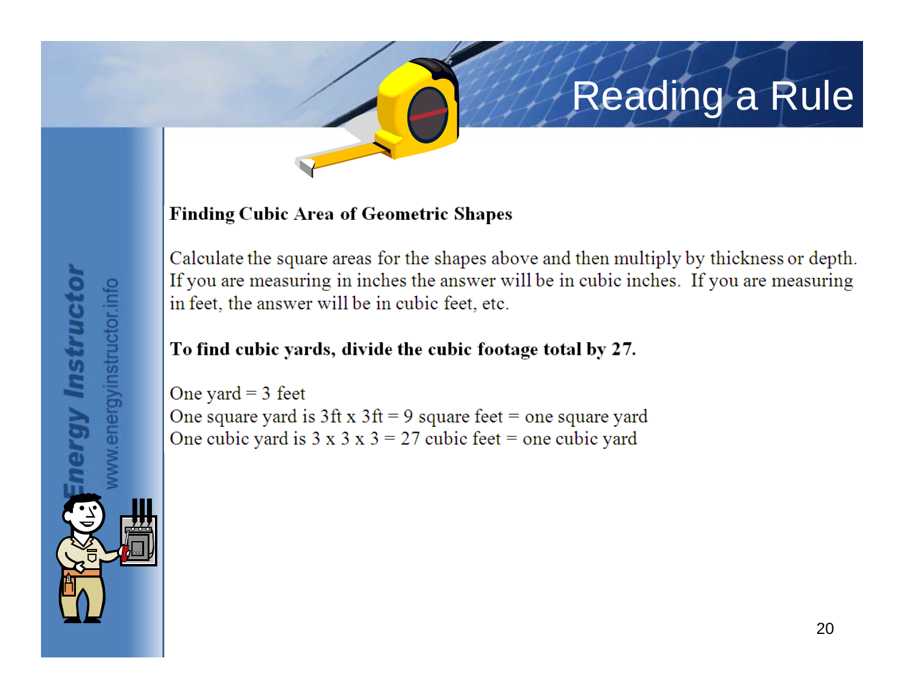# Reading a Rule

**Finding Cubic Area of Geometric Shapes**

Calculate the square areas for the shapes above and then multiply by thickness or depth. If you are measuring in inches the answer will be in cubic inches. If you are measuring in feet, the answer will be in cubic feet, etc.

**To find cubic yards, divide the cubic footage total by 27.**

One yard = 3 feet
One square yard is 3ft x 3ft = 9 square feet = one square yard
One cubic yard is 3 x 3 x 3 = 27 cubic feet = one cubic yard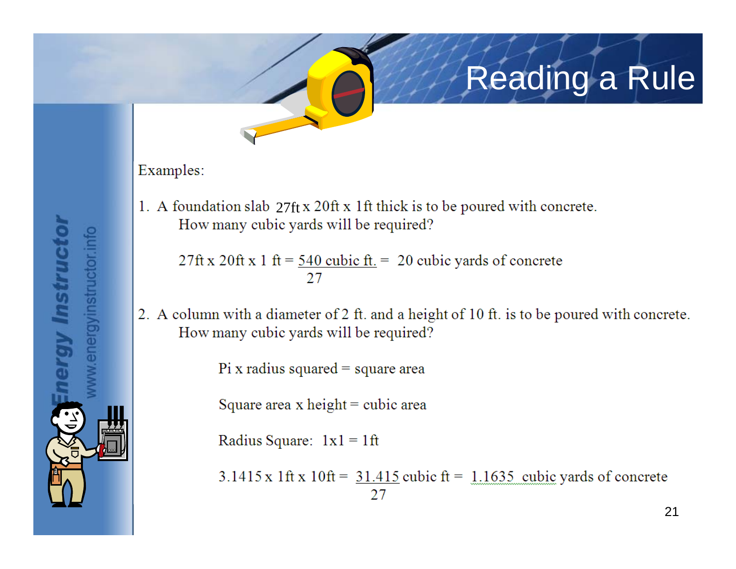# Reading a Rule

Examples:

1. A foundation slab 27ft x 20ft x 1ft thick is to be poured with concrete.
   How many cubic yards will be required?

   $$27\text{ft} \times 20\text{ft} \times 1\text{ ft} = \frac{540 \text{ cubic ft.}}{27} = 20 \text{ cubic yards of concrete}$$

2. A column with a diameter of 2 ft. and a height of 10 ft. is to be poured with concrete.
   How many cubic yards will be required?

   Pi x radius squared = square area

   Square area x height = cubic area

   Radius Square: 1x1 = 1ft

   $$3.1415 \times 1\text{ft} \times 10\text{ft} = \frac{31.415 \text{ cubic ft}}{27} = 1.1635 \text{ cubic yards of concrete}$$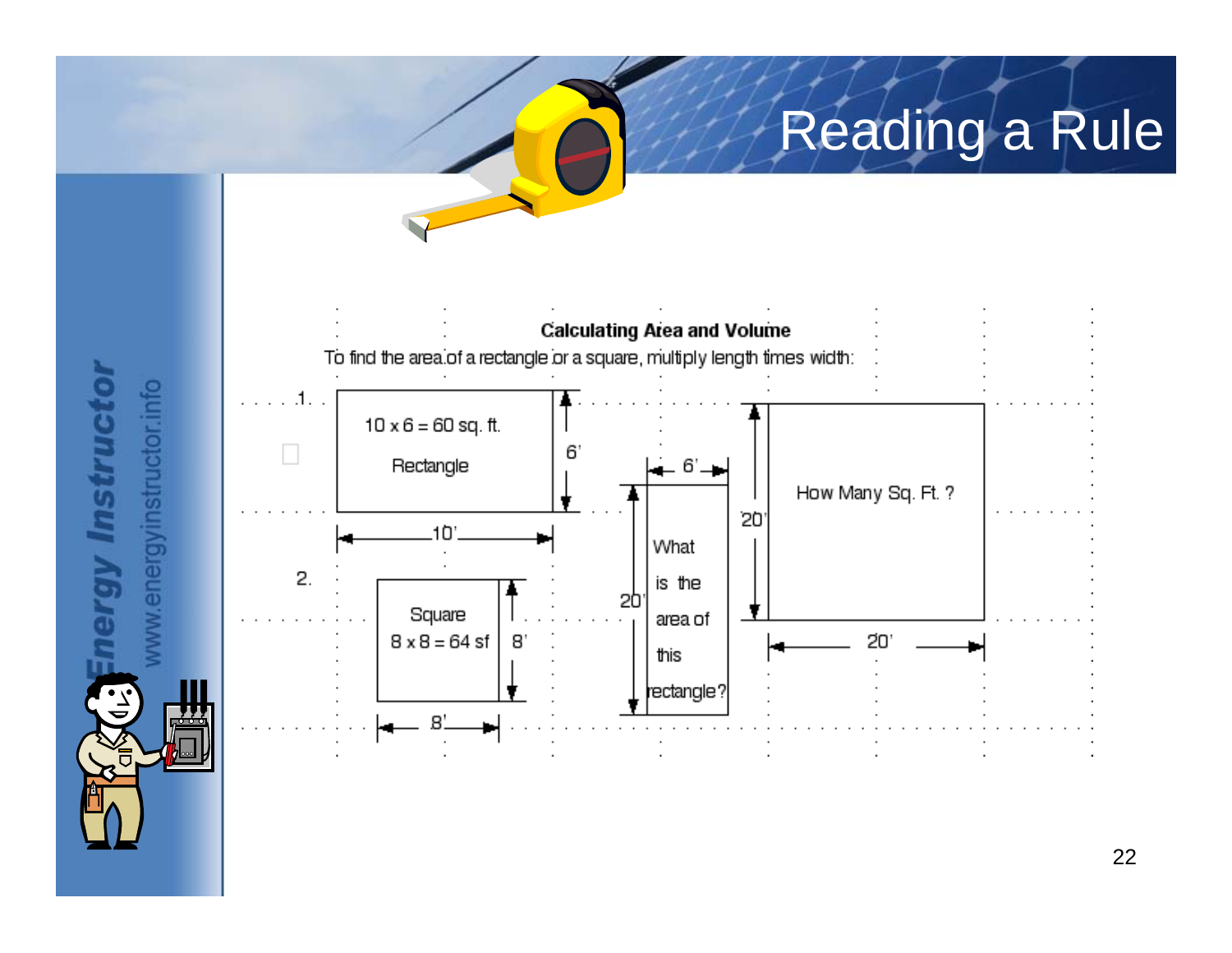# Reading a Rule

**Calculating Area and Volume**

To find the area of a rectangle or a square, multiply length times width:

1. 10 x 6 = 60 sq. ft.

   Rectangle

   6'

   10'

2. Square

   8 x 8 = 64 sf

   8'

   8'

6'

20'

What is the area of this rectangle?

20'

How Many Sq. Ft. ?

20'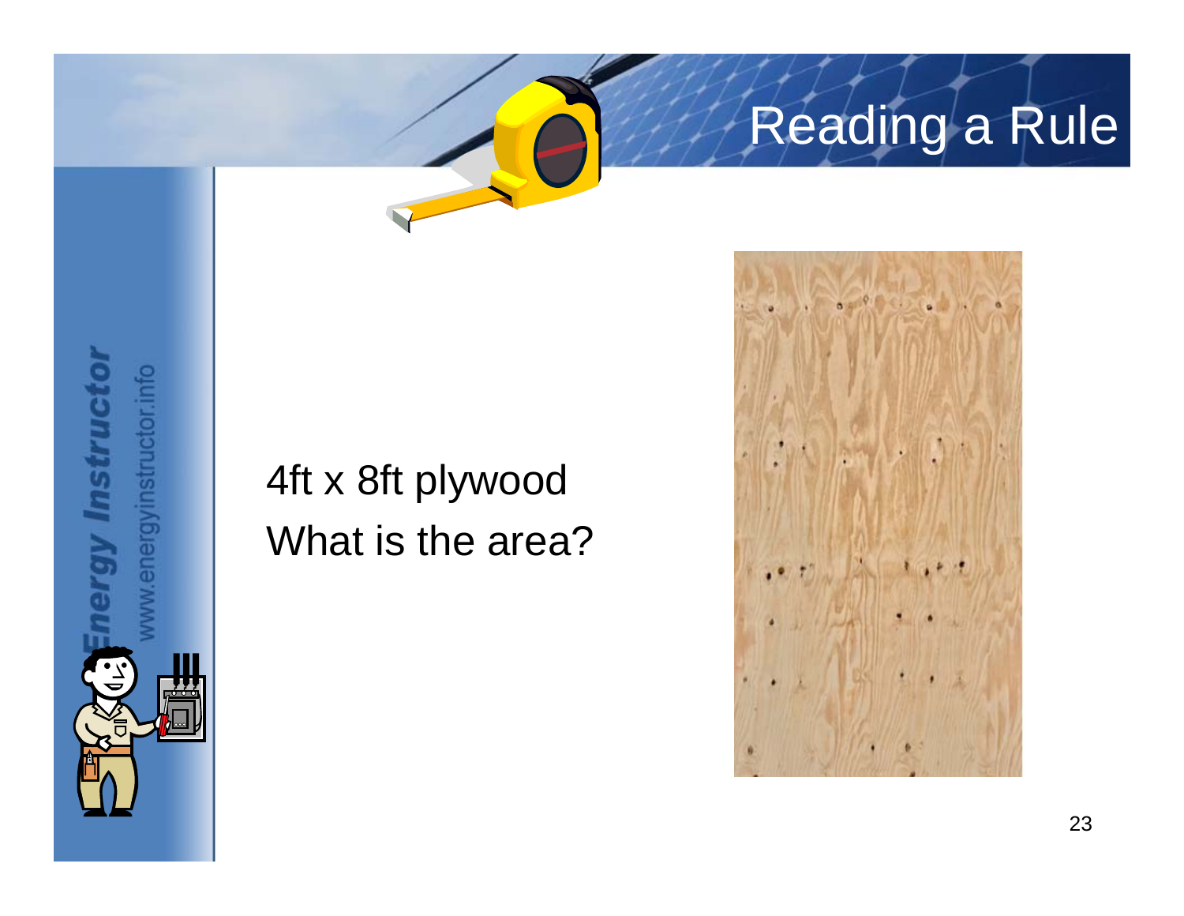# Reading a Rule

4ft x 8ft plywood

What is the area?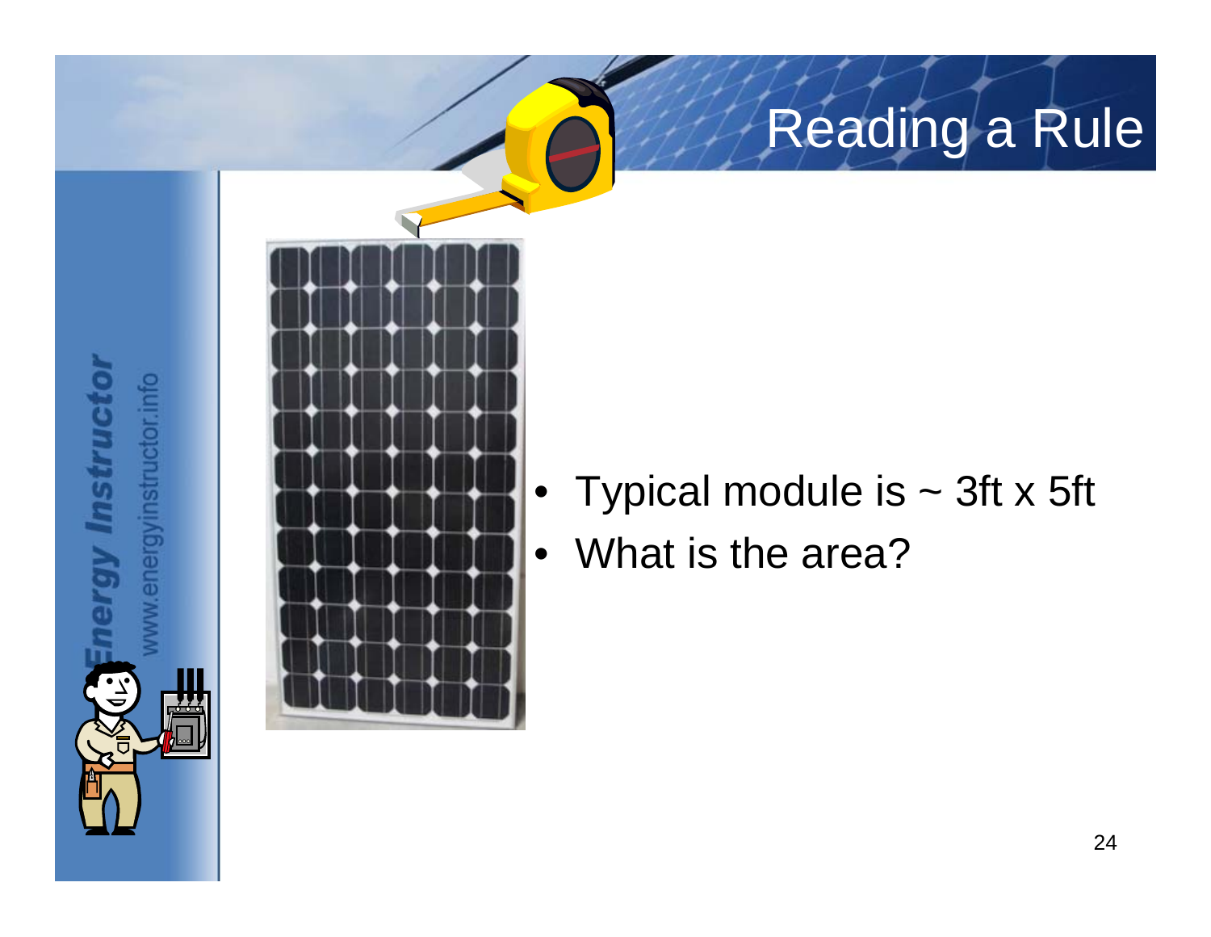# Reading a Rule

- Typical module is ~ 3ft x 5ft
- What is the area?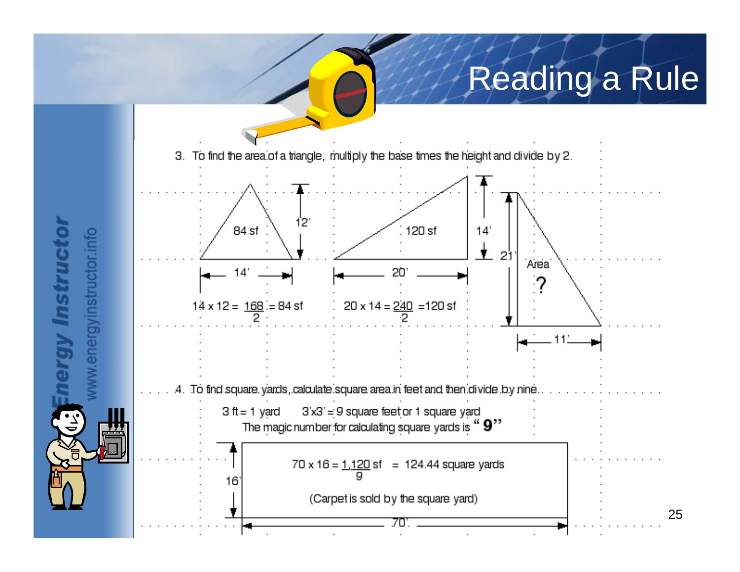# Reading a Rule

3. To find the area of a triangle, multiply the base times the height and divide by 2.

84 sf — 12' — 14'

$14 \times 12 = \frac{168}{2} = 84$ sf

120 sf — 14' — 20'

$20 \times 14 = \frac{240}{2} = 120$ sf

Area ? — 21' — 11'

4. To find square yards, calculate square area in feet and then divide by nine.

3 ft = 1 yard    3'x3' = 9 square feet or 1 square yard

The magic number for calculating square yards is **"9"**

16' — 70'

$70 \times 16 = \frac{1{,}120 \text{ sf}}{9} = 124.44$ square yards

(Carpet is sold by the square yard)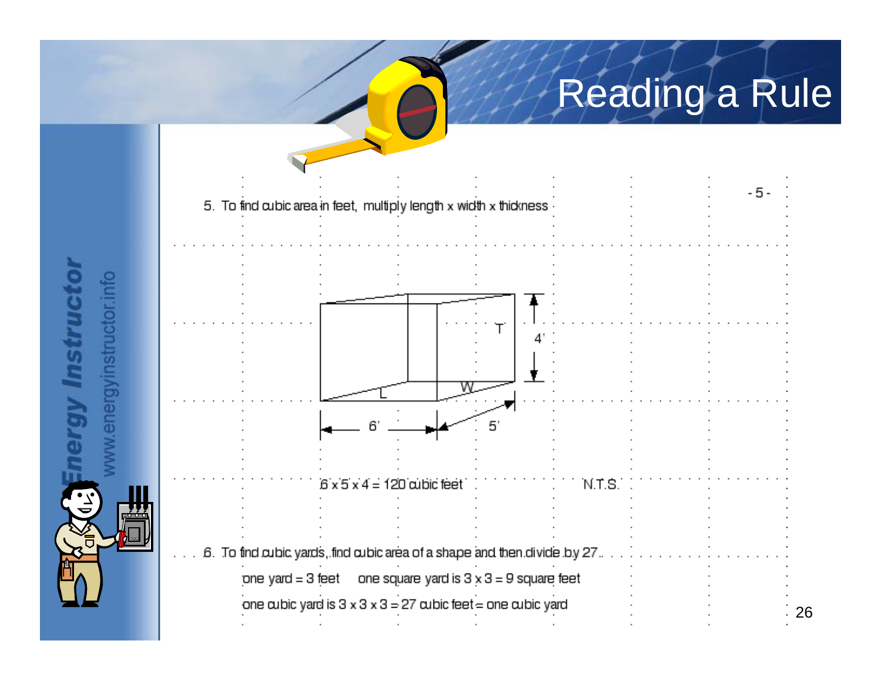# Reading a Rule

5. To find cubic area in feet, multiply length x width x thickness

T

4'

L

W

6'

5'

6 x 5 x 4 = 120 cubic feet

N.T.S.

6. To find cubic yards, find cubic area of a shape and then divide by 27.

one yard = 3 feet     one square yard is 3 x 3 = 9 square feet

one cubic yard is 3 x 3 x 3 = 27 cubic feet = one cubic yard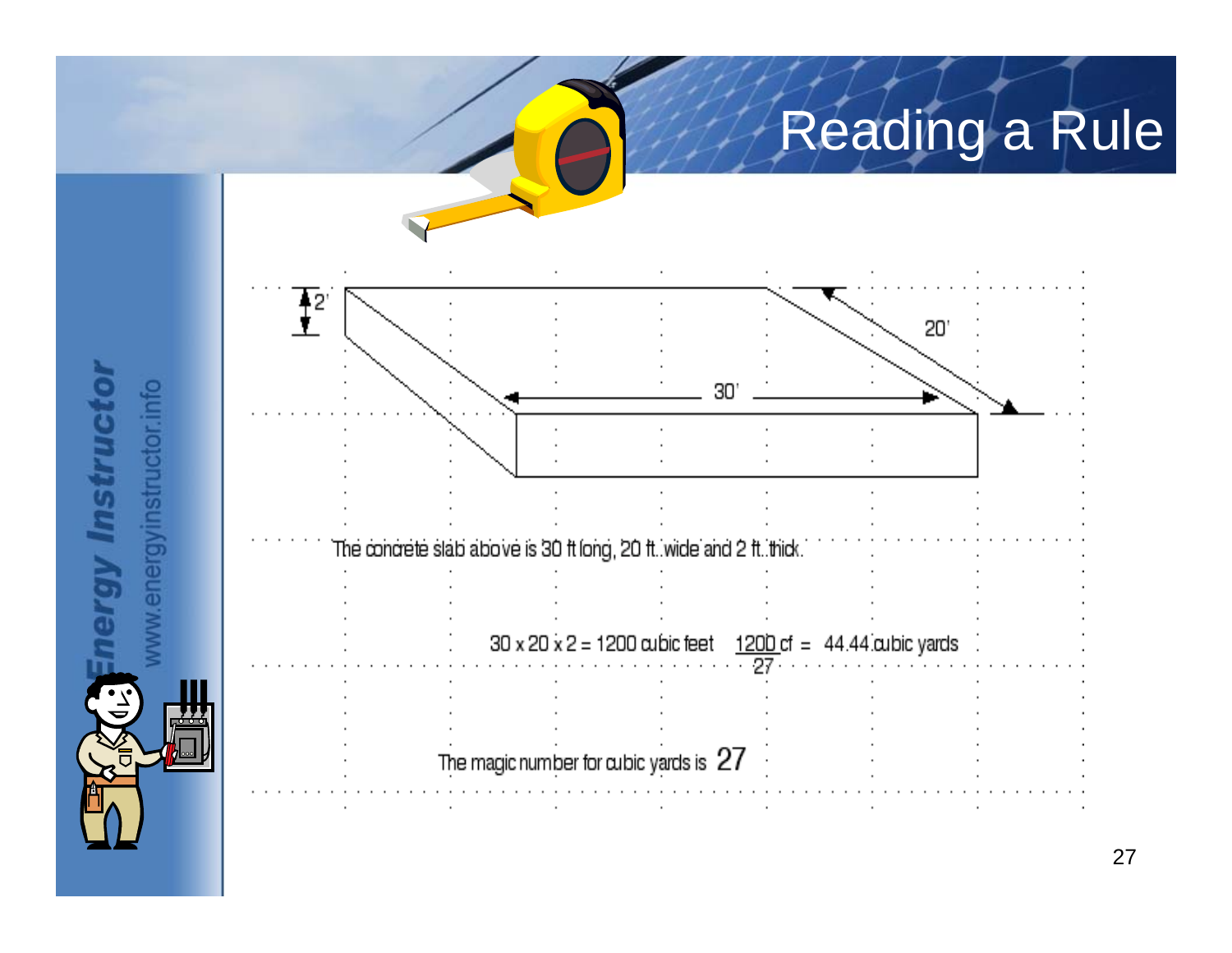# Reading a Rule

2'

20'

30'

The concrete slab above is 30 ft long, 20 ft. wide and 2 ft. thick.

$30 \times 20 \times 2 = 1200$ cubic feet $\quad \frac{1200 \text{ cf}}{27} = 44.44$ cubic yards

The magic number for cubic yards is 27